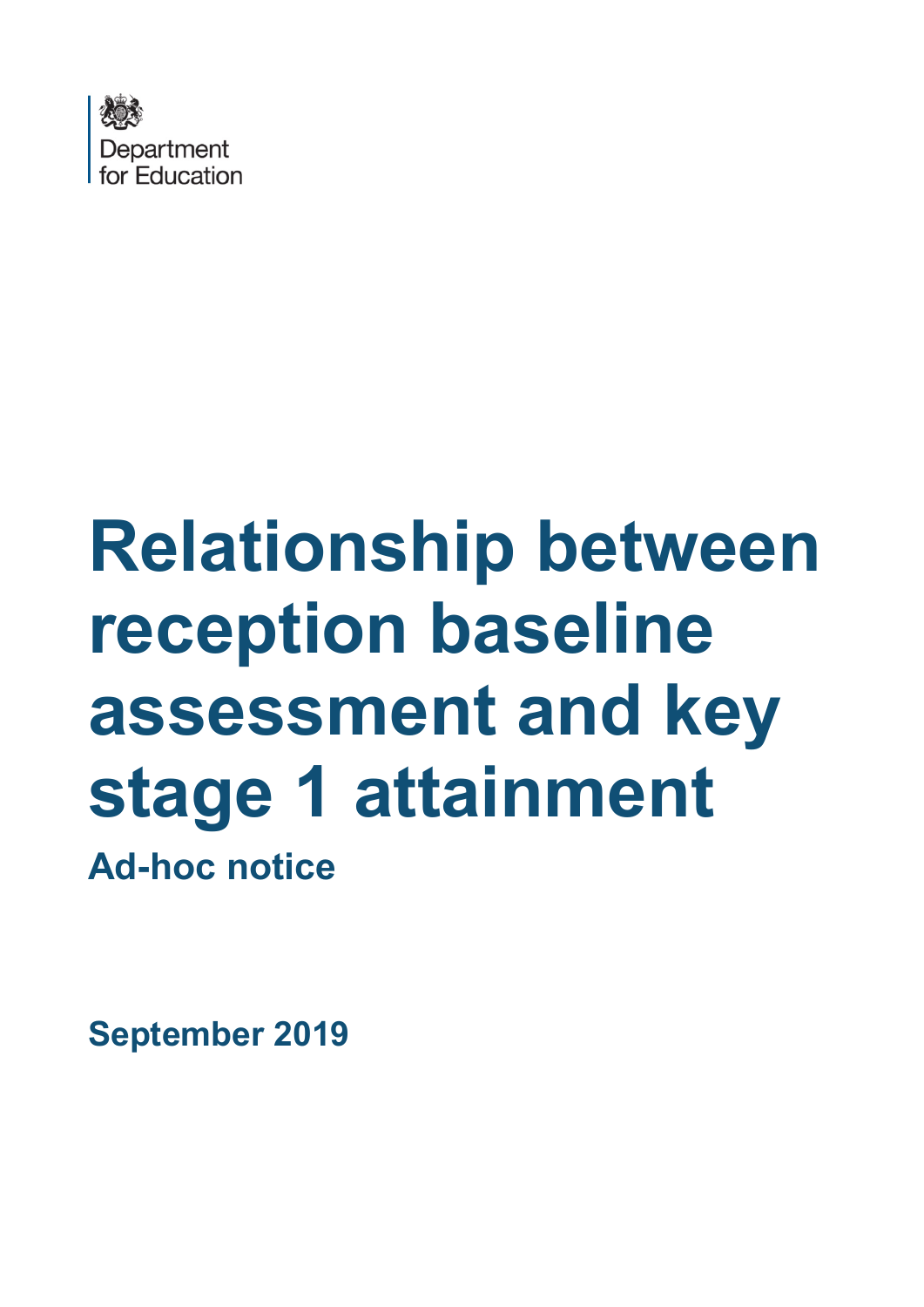Department for Education

# Relationship between reception baseline assessment and key stage 1 attainment

## Ad-hoc notice

**September 2019**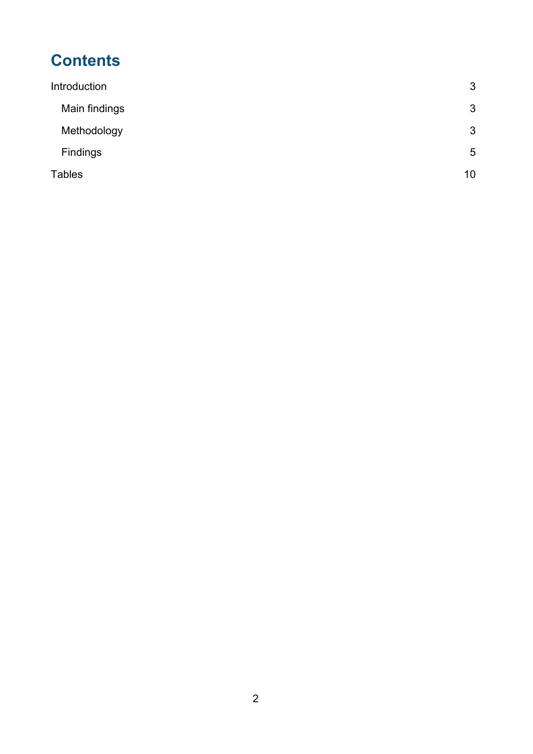# Contents

Introduction 3

- Main findings 3
- Methodology 3
- Findings 5

Tables 10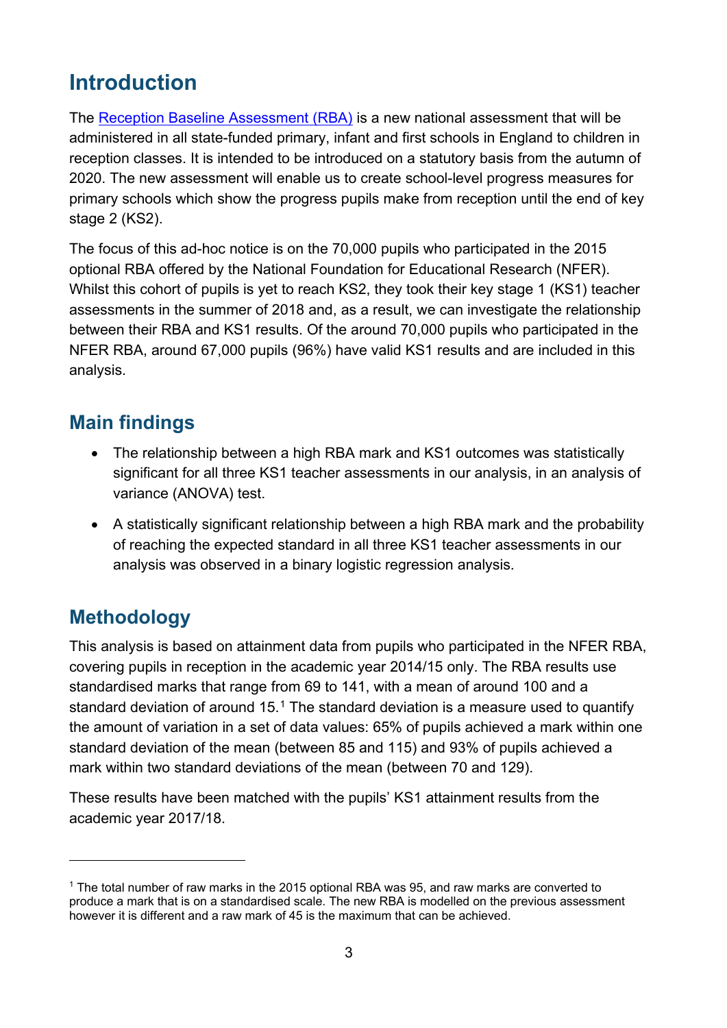# Introduction

The Reception Baseline Assessment (RBA) is a new national assessment that will be administered in all state-funded primary, infant and first schools in England to children in reception classes. It is intended to be introduced on a statutory basis from the autumn of 2020. The new assessment will enable us to create school-level progress measures for primary schools which show the progress pupils make from reception until the end of key stage 2 (KS2).

The focus of this ad-hoc notice is on the 70,000 pupils who participated in the 2015 optional RBA offered by the National Foundation for Educational Research (NFER). Whilst this cohort of pupils is yet to reach KS2, they took their key stage 1 (KS1) teacher assessments in the summer of 2018 and, as a result, we can investigate the relationship between their RBA and KS1 results. Of the around 70,000 pupils who participated in the NFER RBA, around 67,000 pupils (96%) have valid KS1 results and are included in this analysis.

## Main findings

- The relationship between a high RBA mark and KS1 outcomes was statistically significant for all three KS1 teacher assessments in our analysis, in an analysis of variance (ANOVA) test.
- A statistically significant relationship between a high RBA mark and the probability of reaching the expected standard in all three KS1 teacher assessments in our analysis was observed in a binary logistic regression analysis.

## Methodology

This analysis is based on attainment data from pupils who participated in the NFER RBA, covering pupils in reception in the academic year 2014/15 only. The RBA results use standardised marks that range from 69 to 141, with a mean of around 100 and a standard deviation of around 15.[1] The standard deviation is a measure used to quantify the amount of variation in a set of data values: 65% of pupils achieved a mark within one standard deviation of the mean (between 85 and 115) and 93% of pupils achieved a mark within two standard deviations of the mean (between 70 and 129).

These results have been matched with the pupils' KS1 attainment results from the academic year 2017/18.

---

[1] The total number of raw marks in the 2015 optional RBA was 95, and raw marks are converted to produce a mark that is on a standardised scale. The new RBA is modelled on the previous assessment however it is different and a raw mark of 45 is the maximum that can be achieved.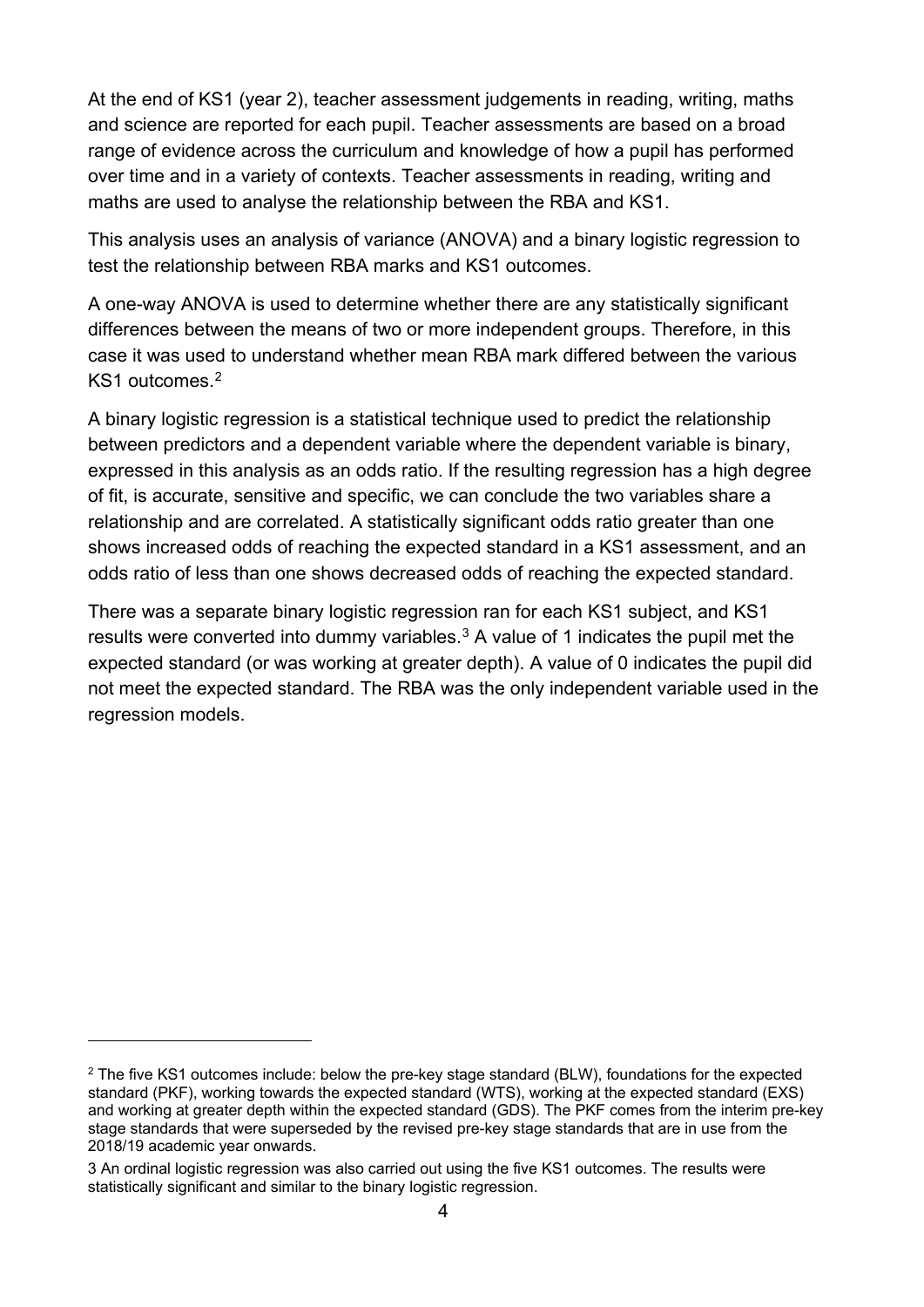At the end of KS1 (year 2), teacher assessment judgements in reading, writing, maths and science are reported for each pupil. Teacher assessments are based on a broad range of evidence across the curriculum and knowledge of how a pupil has performed over time and in a variety of contexts. Teacher assessments in reading, writing and maths are used to analyse the relationship between the RBA and KS1.

This analysis uses an analysis of variance (ANOVA) and a binary logistic regression to test the relationship between RBA marks and KS1 outcomes.

A one-way ANOVA is used to determine whether there are any statistically significant differences between the means of two or more independent groups. Therefore, in this case it was used to understand whether mean RBA mark differed between the various KS1 outcomes.[2]

A binary logistic regression is a statistical technique used to predict the relationship between predictors and a dependent variable where the dependent variable is binary, expressed in this analysis as an odds ratio. If the resulting regression has a high degree of fit, is accurate, sensitive and specific, we can conclude the two variables share a relationship and are correlated. A statistically significant odds ratio greater than one shows increased odds of reaching the expected standard in a KS1 assessment, and an odds ratio of less than one shows decreased odds of reaching the expected standard.

There was a separate binary logistic regression ran for each KS1 subject, and KS1 results were converted into dummy variables.[3] A value of 1 indicates the pupil met the expected standard (or was working at greater depth). A value of 0 indicates the pupil did not meet the expected standard. The RBA was the only independent variable used in the regression models.

---

[2] The five KS1 outcomes include: below the pre-key stage standard (BLW), foundations for the expected standard (PKF), working towards the expected standard (WTS), working at the expected standard (EXS) and working at greater depth within the expected standard (GDS). The PKF comes from the interim pre-key stage standards that were superseded by the revised pre-key stage standards that are in use from the 2018/19 academic year onwards.

3 An ordinal logistic regression was also carried out using the five KS1 outcomes. The results were statistically significant and similar to the binary logistic regression.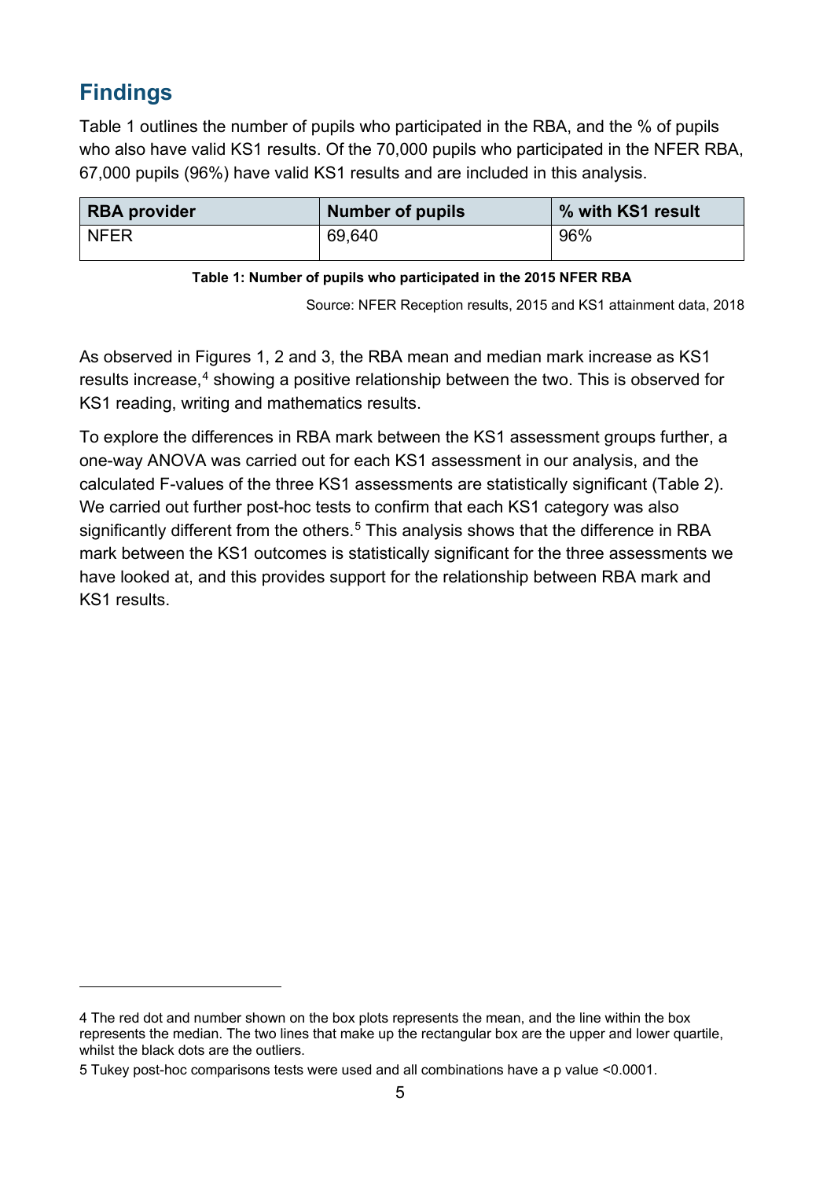## Findings

Table 1 outlines the number of pupils who participated in the RBA, and the % of pupils who also have valid KS1 results. Of the 70,000 pupils who participated in the NFER RBA, 67,000 pupils (96%) have valid KS1 results and are included in this analysis.

| RBA provider | Number of pupils | % with KS1 result |
|---|---|---|
| NFER | 69,640 | 96% |

**Table 1: Number of pupils who participated in the 2015 NFER RBA**

Source: NFER Reception results, 2015 and KS1 attainment data, 2018

As observed in Figures 1, 2 and 3, the RBA mean and median mark increase as KS1 results increase,[4] showing a positive relationship between the two. This is observed for KS1 reading, writing and mathematics results.

To explore the differences in RBA mark between the KS1 assessment groups further, a one-way ANOVA was carried out for each KS1 assessment in our analysis, and the calculated F-values of the three KS1 assessments are statistically significant (Table 2). We carried out further post-hoc tests to confirm that each KS1 category was also significantly different from the others.[5] This analysis shows that the difference in RBA mark between the KS1 outcomes is statistically significant for the three assessments we have looked at, and this provides support for the relationship between RBA mark and KS1 results.

---

4 The red dot and number shown on the box plots represents the mean, and the line within the box represents the median. The two lines that make up the rectangular box are the upper and lower quartile, whilst the black dots are the outliers.

5 Tukey post-hoc comparisons tests were used and all combinations have a p value <0.0001.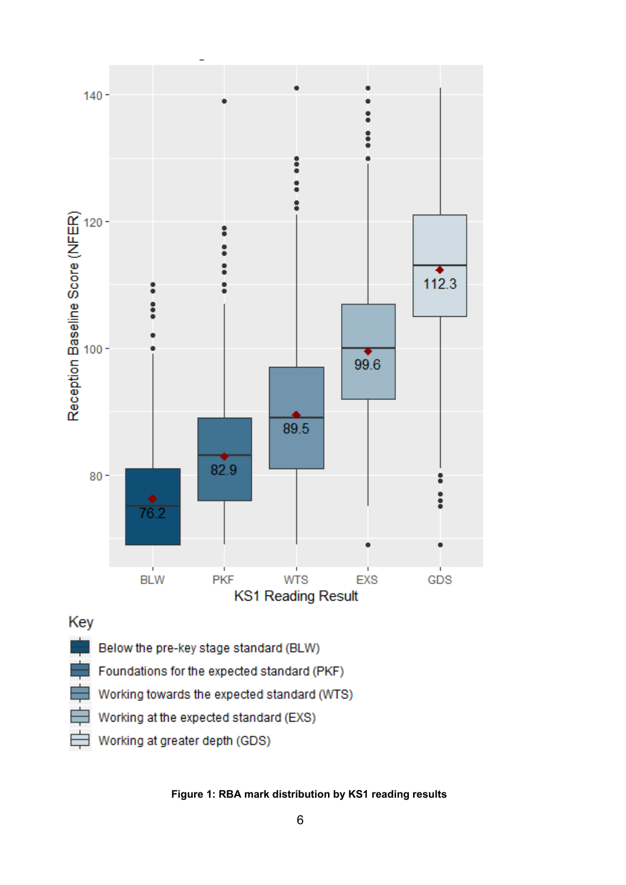**Figure 1: RBA mark distribution by KS1 reading results**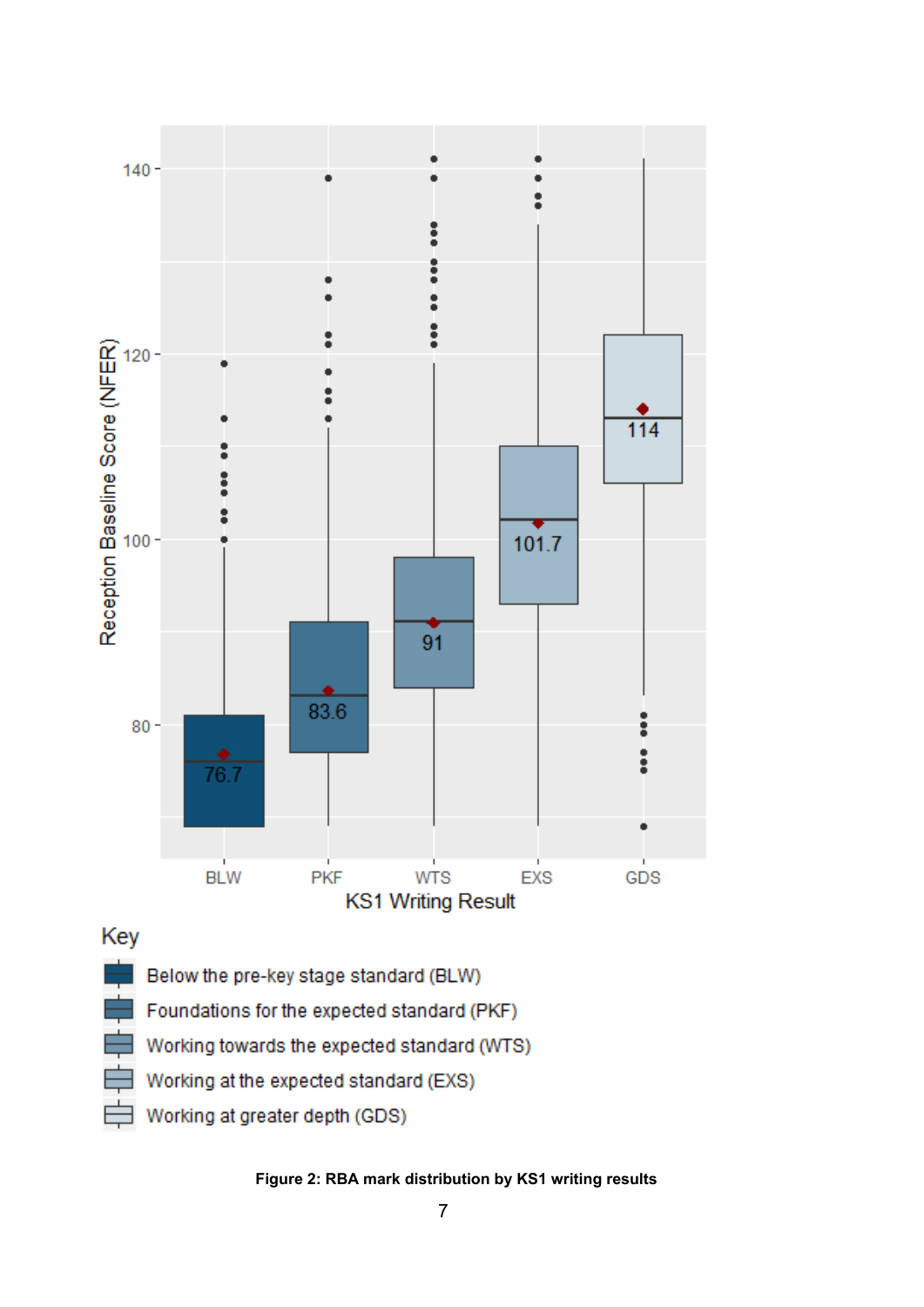**Figure 2: RBA mark distribution by KS1 writing results**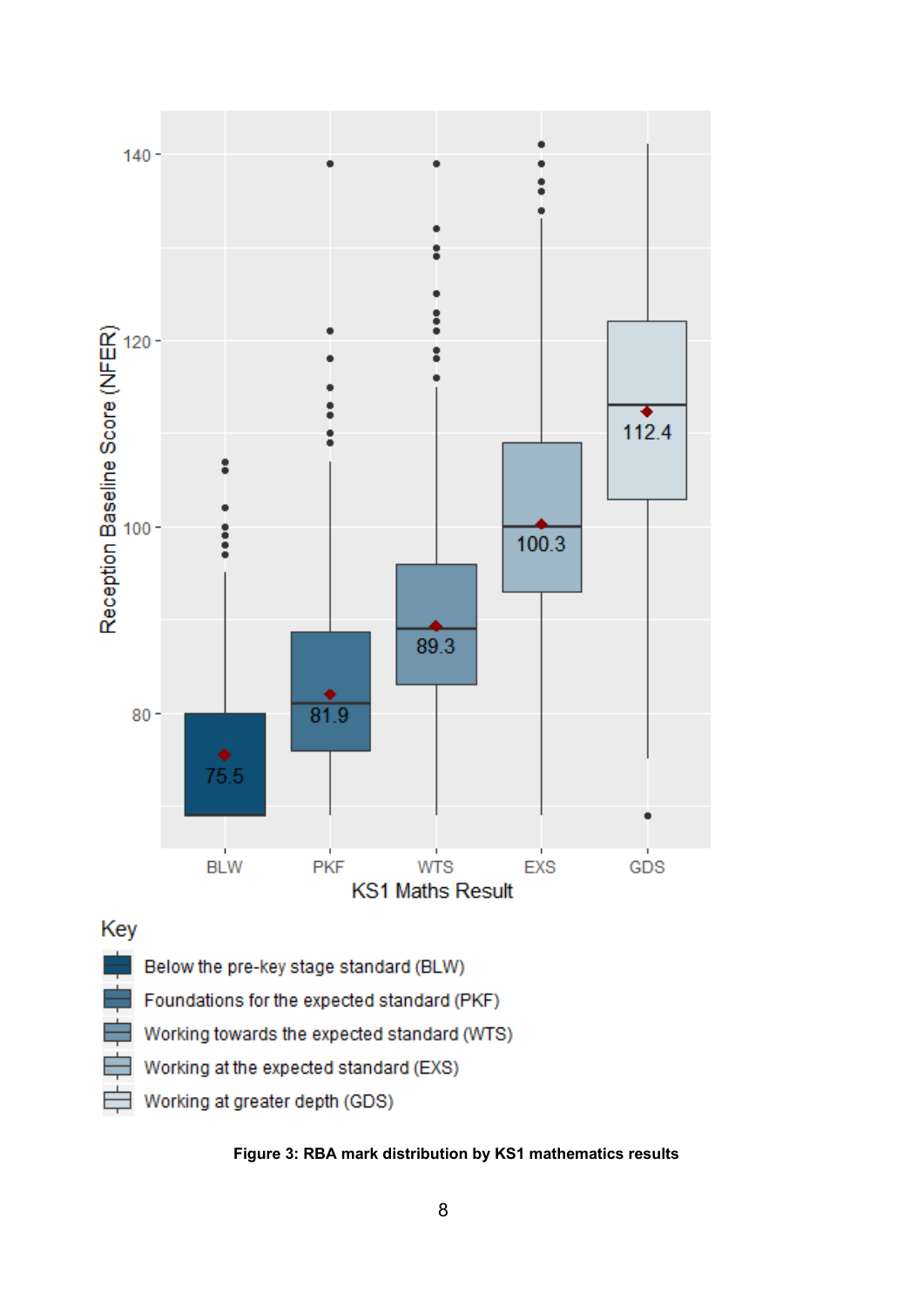**Figure 3: RBA mark distribution by KS1 mathematics results**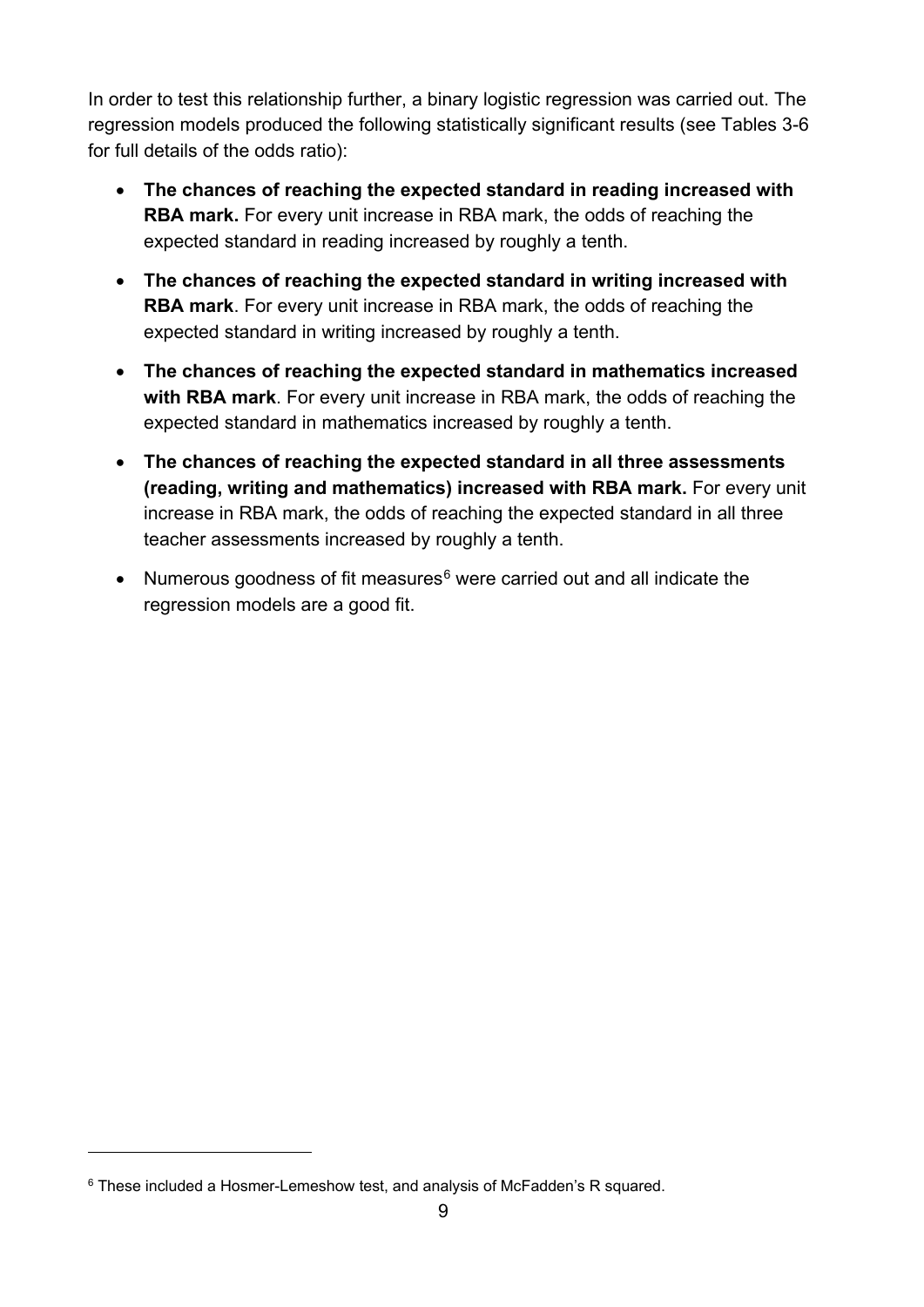In order to test this relationship further, a binary logistic regression was carried out. The regression models produced the following statistically significant results (see Tables 3-6 for full details of the odds ratio):

- **The chances of reaching the expected standard in reading increased with RBA mark.** For every unit increase in RBA mark, the odds of reaching the expected standard in reading increased by roughly a tenth.
- **The chances of reaching the expected standard in writing increased with RBA mark**. For every unit increase in RBA mark, the odds of reaching the expected standard in writing increased by roughly a tenth.
- **The chances of reaching the expected standard in mathematics increased with RBA mark**. For every unit increase in RBA mark, the odds of reaching the expected standard in mathematics increased by roughly a tenth.
- **The chances of reaching the expected standard in all three assessments (reading, writing and mathematics) increased with RBA mark.** For every unit increase in RBA mark, the odds of reaching the expected standard in all three teacher assessments increased by roughly a tenth.
- Numerous goodness of fit measures[6] were carried out and all indicate the regression models are a good fit.

[6] These included a Hosmer-Lemeshow test, and analysis of McFadden's R squared.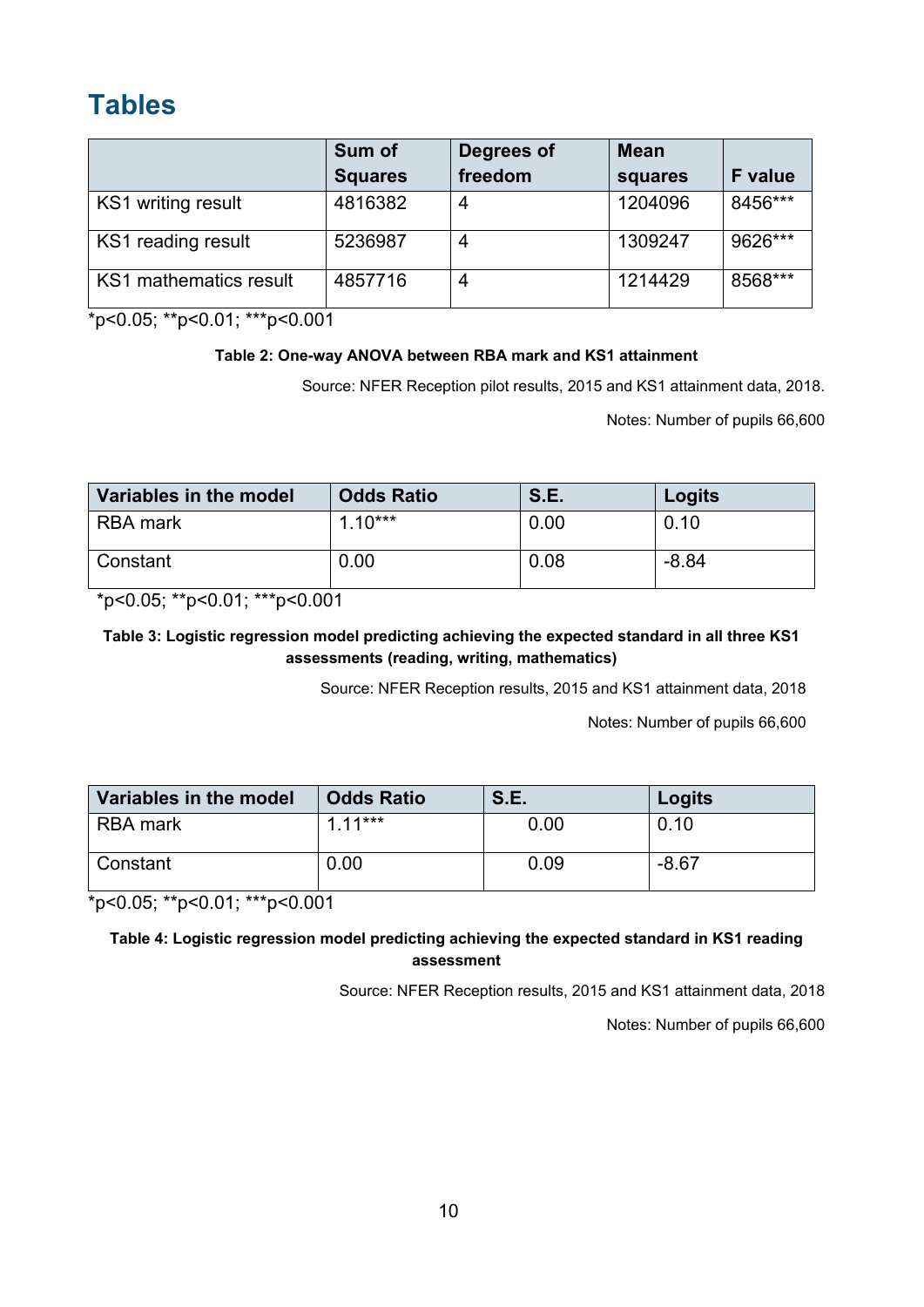# Tables

| | Sum of Squares | Degrees of freedom | Mean squares | F value |
|---|---|---|---|---|
| KS1 writing result | 4816382 | 4 | 1204096 | 8456*** |
| KS1 reading result | 5236987 | 4 | 1309247 | 9626*** |
| KS1 mathematics result | 4857716 | 4 | 1214429 | 8568*** |

*p<0.05; **p<0.01; ***p<0.001

**Table 2: One-way ANOVA between RBA mark and KS1 attainment**

Source: NFER Reception pilot results, 2015 and KS1 attainment data, 2018.

Notes: Number of pupils 66,600

| Variables in the model | Odds Ratio | S.E. | Logits |
|---|---|---|---|
| RBA mark | 1.10*** | 0.00 | 0.10 |
| Constant | 0.00 | 0.08 | -8.84 |

*p<0.05; **p<0.01; ***p<0.001

**Table 3: Logistic regression model predicting achieving the expected standard in all three KS1 assessments (reading, writing, mathematics)**

Source: NFER Reception results, 2015 and KS1 attainment data, 2018

Notes: Number of pupils 66,600

| Variables in the model | Odds Ratio | S.E. | Logits |
|---|---|---|---|
| RBA mark | 1.11*** | 0.00 | 0.10 |
| Constant | 0.00 | 0.09 | -8.67 |

*p<0.05; **p<0.01; ***p<0.001

**Table 4: Logistic regression model predicting achieving the expected standard in KS1 reading assessment**

Source: NFER Reception results, 2015 and KS1 attainment data, 2018

Notes: Number of pupils 66,600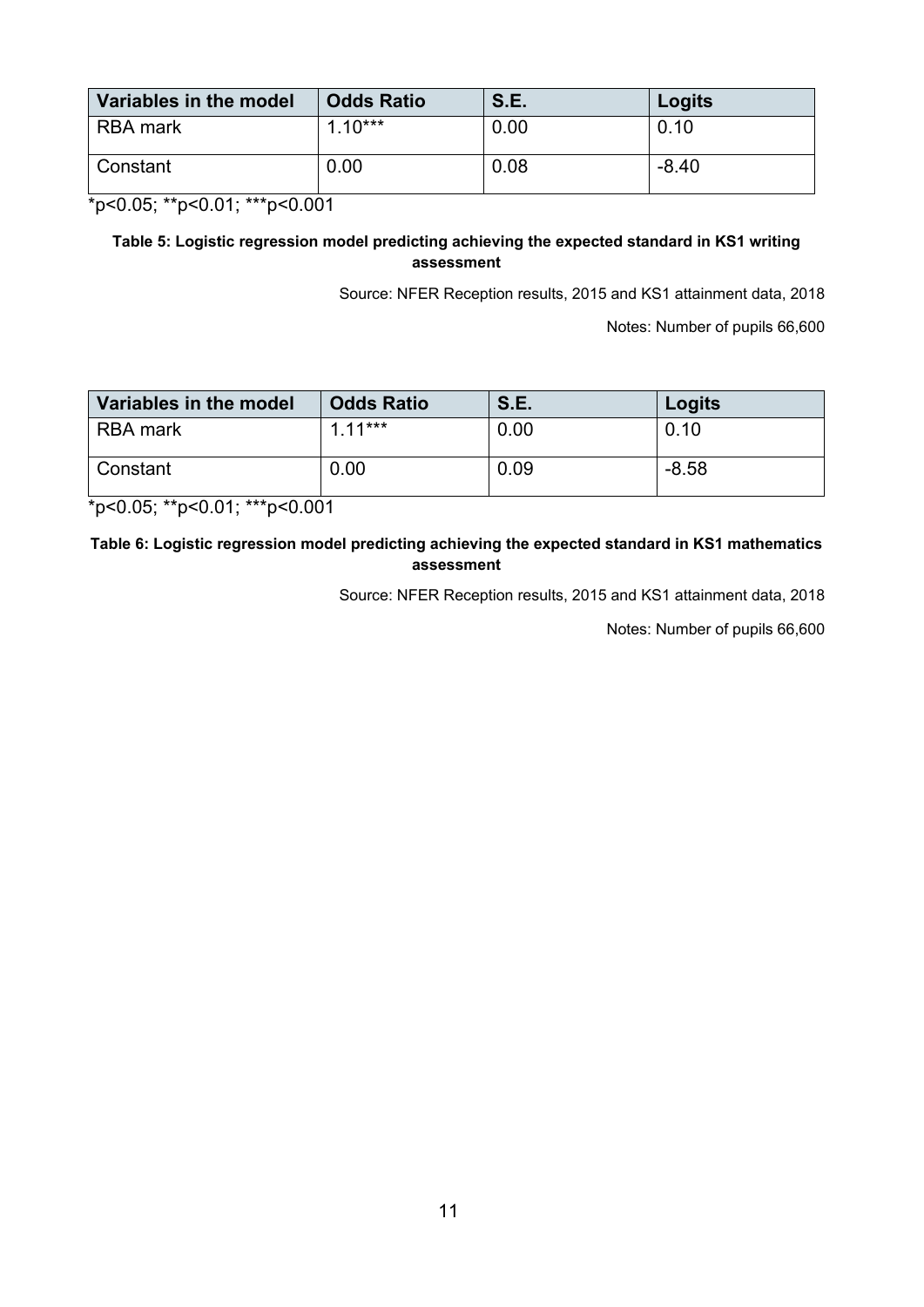| Variables in the model | Odds Ratio | S.E. | Logits |
|---|---|---|---|
| RBA mark | 1.10*** | 0.00 | 0.10 |
| Constant | 0.00 | 0.08 | -8.40 |

*p<0.05; **p<0.01; ***p<0.001

**Table 5: Logistic regression model predicting achieving the expected standard in KS1 writing assessment**

Source: NFER Reception results, 2015 and KS1 attainment data, 2018

Notes: Number of pupils 66,600

| Variables in the model | Odds Ratio | S.E. | Logits |
|---|---|---|---|
| RBA mark | 1.11*** | 0.00 | 0.10 |
| Constant | 0.00 | 0.09 | -8.58 |

*p<0.05; **p<0.01; ***p<0.001

**Table 6: Logistic regression model predicting achieving the expected standard in KS1 mathematics assessment**

Source: NFER Reception results, 2015 and KS1 attainment data, 2018

Notes: Number of pupils 66,600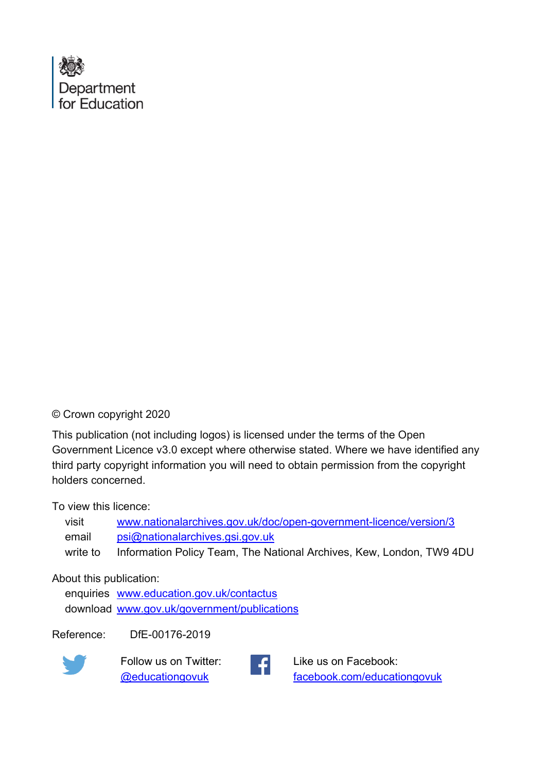Department for Education

© Crown copyright 2020

This publication (not including logos) is licensed under the terms of the Open Government Licence v3.0 except where otherwise stated. Where we have identified any third party copyright information you will need to obtain permission from the copyright holders concerned.

To view this licence:

visit www.nationalarchives.gov.uk/doc/open-government-licence/version/3
email psi@nationalarchives.gsi.gov.uk
write to Information Policy Team, The National Archives, Kew, London, TW9 4DU

About this publication:

enquiries www.education.gov.uk/contactus
download www.gov.uk/government/publications

Reference: DfE-00176-2019

Follow us on Twitter: @educationgovuk

Like us on Facebook: facebook.com/educationgovuk